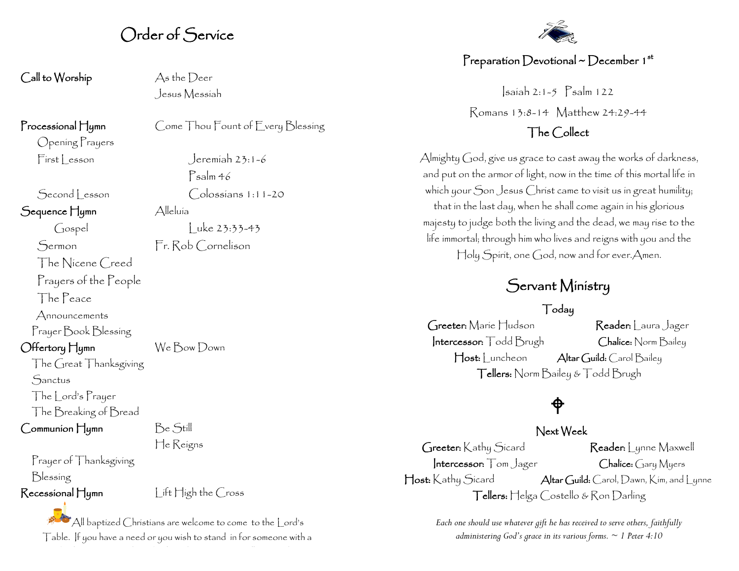# Order of Service

**Call to Worship** — As the Deer
Jesus Messiah

**Processional Hymn** — Come Thou Fount of Every Blessing

Opening Prayers

First Lesson — Jeremiah 23:1-6
Psalm 46

Second Lesson — Colossians 1:11-20

**Sequence Hymn** — Alleluia

Gospel — Luke 23:33-43

Sermon — Fr. Rob Cornelison

The Nicene Creed

Prayers of the People

The Peace

Announcements

Prayer Book Blessing

**Offertory Hymn** — We Bow Down

The Great Thanksgiving

Sanctus

The Lord's Prayer

The Breaking of Bread

**Communion Hymn** — Be Still
He Reigns

Prayer of Thanksgiving

Blessing

**Recessional Hymn** — Lift High the Cross

All baptized Christians are welcome to come to the Lord's Table. If you have a need or you wish to stand in for someone with a

## Preparation Devotional ~ December 1st

Isaiah 2:1-5 Psalm 122

Romans 13:8-14 Matthew 24:29-44

### The Collect

Almighty God, give us grace to cast away the works of darkness, and put on the armor of light, now in the time of this mortal life in which your Son Jesus Christ came to visit us in great humility; that in the last day, when he shall come again in his glorious majesty to judge both the living and the dead, we may rise to the life immortal; through him who lives and reigns with you and the Holy Spirit, one God, now and for ever.Amen.

## Servant Ministry

### Today

**Greeter:** Marie Hudson
**Reader:** Laura Jager
**Intercessor:** Todd Brugh
**Chalice:** Norm Bailey
**Host:** Luncheon
**Altar Guild:** Carol Bailey
**Tellers:** Norm Bailey & Todd Brugh

### Next Week

**Greeter:** Kathy Sicard
**Reader:** Lynne Maxwell
**Intercessor:** Tom Jager
**Chalice:** Gary Myers
**Host:** Kathy Sicard
**Altar Guild:** Carol, Dawn, Kim, and Lynne
**Tellers:** Helga Costello & Ron Darling

*Each one should use whatever gift he has received to serve others, faithfully administering God's grace in its various forms. ~ 1 Peter 4:10*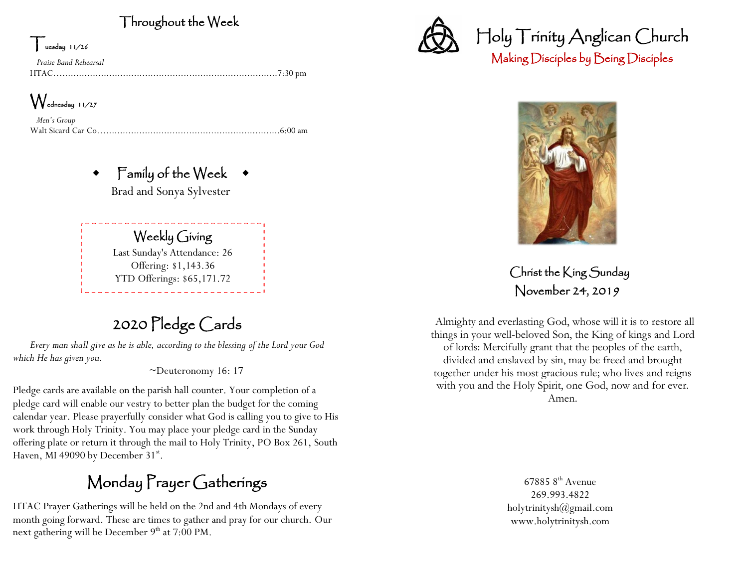## Throughout the Week

### Tuesday 11/26

*Praise Band Rehearsal*
HTAC……………………………………………………………………7:30 pm

### Wednesday 11/27

*Men's Group*
Walt Sicard Car Co……………………………………………………………6:00 am

## ◆ Family of the Week ◆

Brad and Sonya Sylvester

## Weekly Giving

Last Sunday's Attendance: 26
Offering: $1,143.36
YTD Offerings: $65,171.72

## 2020 Pledge Cards

*Every man shall give as he is able, according to the blessing of the Lord your God which He has given you.*

~Deuteronomy 16: 17

Pledge cards are available on the parish hall counter. Your completion of a pledge card will enable our vestry to better plan the budget for the coming calendar year. Please prayerfully consider what God is calling you to give to His work through Holy Trinity. You may place your pledge card in the Sunday offering plate or return it through the mail to Holy Trinity, PO Box 261, South Haven, MI 49090 by December 31st.

## Monday Prayer Gatherings

HTAC Prayer Gatherings will be held on the 2nd and 4th Mondays of every month going forward. These are times to gather and pray for our church. Our next gathering will be December 9th at 7:00 PM.

# Holy Trinity Anglican Church

Making Disciples by Being Disciples

## Christ the King Sunday
## November 24, 2019

Almighty and everlasting God, whose will it is to restore all things in your well-beloved Son, the King of kings and Lord of lords: Mercifully grant that the peoples of the earth, divided and enslaved by sin, may be freed and brought together under his most gracious rule; who lives and reigns with you and the Holy Spirit, one God, now and for ever. Amen.

67885 8th Avenue
269.993.4822
holytrinitysh@gmail.com
www.holytrinitysh.com